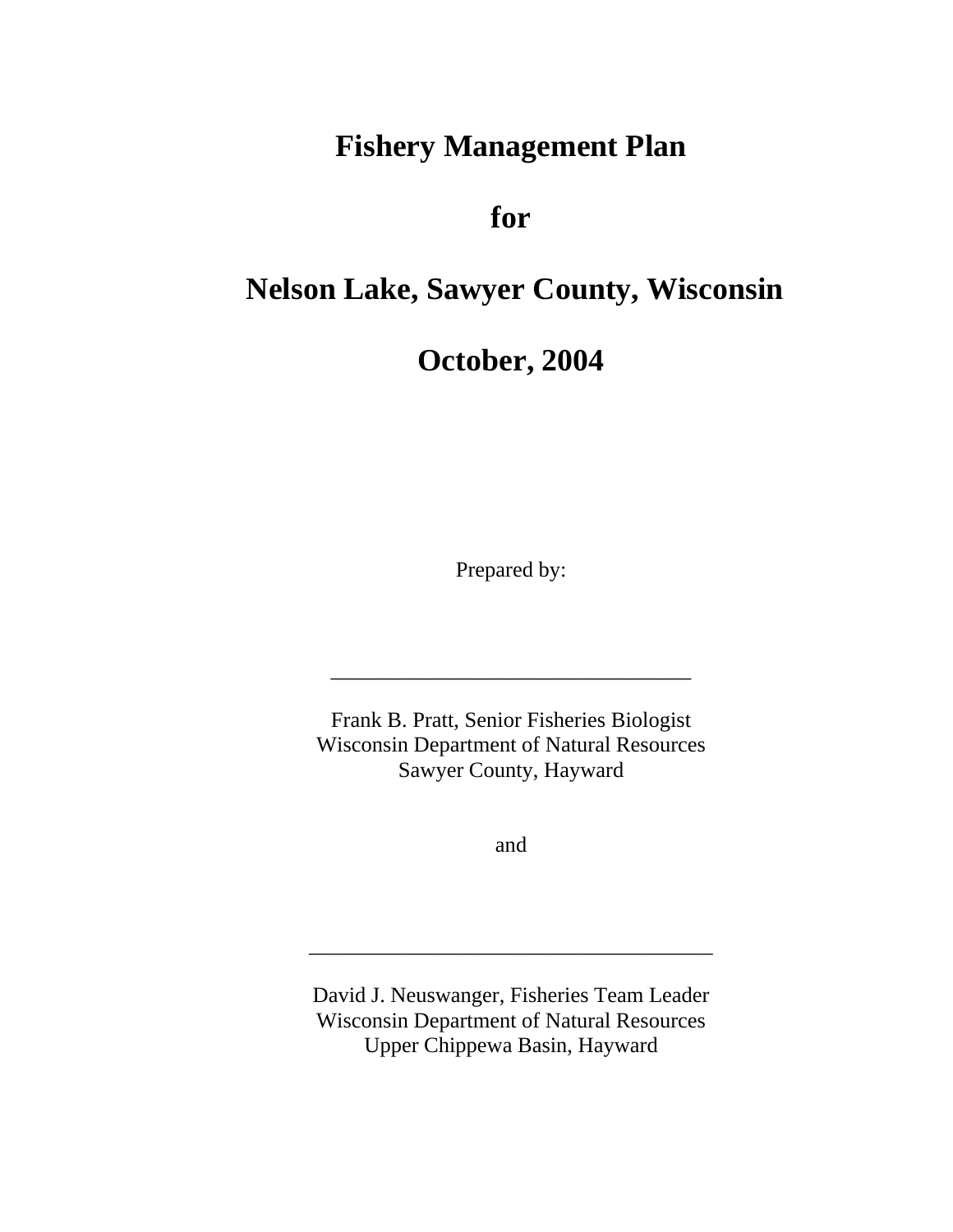# Fishery Management Plan

# for

# Nelson Lake, Sawyer County, Wisconsin

# October, 2004

Prepared by:

\_\_\_\_\_\_\_\_\_\_\_\_\_\_\_\_\_\_\_\_\_\_\_\_\_\_\_\_\_\_\_\_\_\_

Frank B. Pratt, Senior Fisheries Biologist
Wisconsin Department of Natural Resources
Sawyer County, Hayward

and

\_\_\_\_\_\_\_\_\_\_\_\_\_\_\_\_\_\_\_\_\_\_\_\_\_\_\_\_\_\_\_\_\_\_\_\_\_\_

David J. Neuswanger, Fisheries Team Leader
Wisconsin Department of Natural Resources
Upper Chippewa Basin, Hayward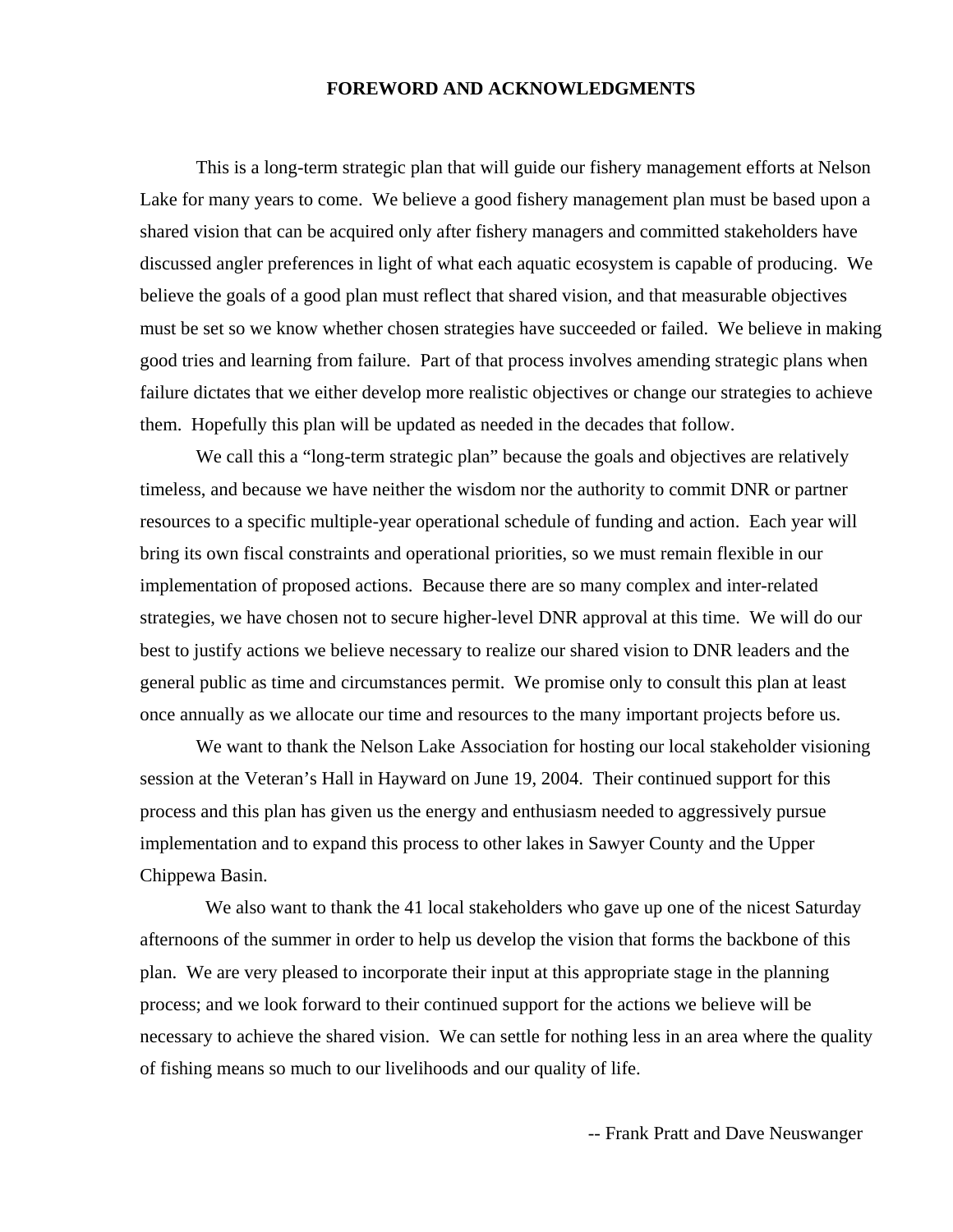# FOREWORD AND ACKNOWLEDGMENTS

This is a long-term strategic plan that will guide our fishery management efforts at Nelson Lake for many years to come. We believe a good fishery management plan must be based upon a shared vision that can be acquired only after fishery managers and committed stakeholders have discussed angler preferences in light of what each aquatic ecosystem is capable of producing. We believe the goals of a good plan must reflect that shared vision, and that measurable objectives must be set so we know whether chosen strategies have succeeded or failed. We believe in making good tries and learning from failure. Part of that process involves amending strategic plans when failure dictates that we either develop more realistic objectives or change our strategies to achieve them. Hopefully this plan will be updated as needed in the decades that follow.

We call this a "long-term strategic plan" because the goals and objectives are relatively timeless, and because we have neither the wisdom nor the authority to commit DNR or partner resources to a specific multiple-year operational schedule of funding and action. Each year will bring its own fiscal constraints and operational priorities, so we must remain flexible in our implementation of proposed actions. Because there are so many complex and inter-related strategies, we have chosen not to secure higher-level DNR approval at this time. We will do our best to justify actions we believe necessary to realize our shared vision to DNR leaders and the general public as time and circumstances permit. We promise only to consult this plan at least once annually as we allocate our time and resources to the many important projects before us.

We want to thank the Nelson Lake Association for hosting our local stakeholder visioning session at the Veteran's Hall in Hayward on June 19, 2004. Their continued support for this process and this plan has given us the energy and enthusiasm needed to aggressively pursue implementation and to expand this process to other lakes in Sawyer County and the Upper Chippewa Basin.

We also want to thank the 41 local stakeholders who gave up one of the nicest Saturday afternoons of the summer in order to help us develop the vision that forms the backbone of this plan. We are very pleased to incorporate their input at this appropriate stage in the planning process; and we look forward to their continued support for the actions we believe will be necessary to achieve the shared vision. We can settle for nothing less in an area where the quality of fishing means so much to our livelihoods and our quality of life.

-- Frank Pratt and Dave Neuswanger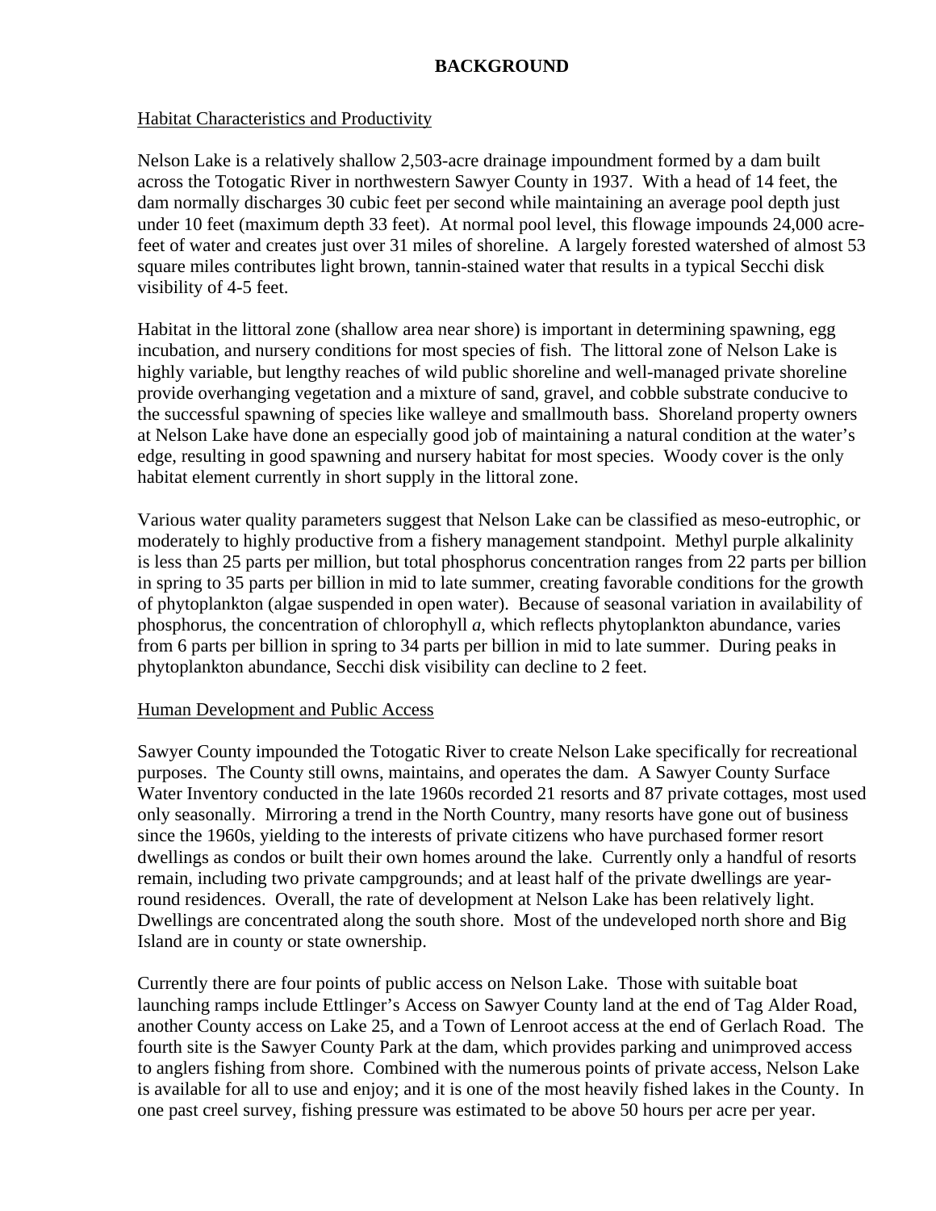# BACKGROUND

## Habitat Characteristics and Productivity

Nelson Lake is a relatively shallow 2,503-acre drainage impoundment formed by a dam built across the Totogatic River in northwestern Sawyer County in 1937. With a head of 14 feet, the dam normally discharges 30 cubic feet per second while maintaining an average pool depth just under 10 feet (maximum depth 33 feet). At normal pool level, this flowage impounds 24,000 acre-feet of water and creates just over 31 miles of shoreline. A largely forested watershed of almost 53 square miles contributes light brown, tannin-stained water that results in a typical Secchi disk visibility of 4-5 feet.

Habitat in the littoral zone (shallow area near shore) is important in determining spawning, egg incubation, and nursery conditions for most species of fish. The littoral zone of Nelson Lake is highly variable, but lengthy reaches of wild public shoreline and well-managed private shoreline provide overhanging vegetation and a mixture of sand, gravel, and cobble substrate conducive to the successful spawning of species like walleye and smallmouth bass. Shoreland property owners at Nelson Lake have done an especially good job of maintaining a natural condition at the water's edge, resulting in good spawning and nursery habitat for most species. Woody cover is the only habitat element currently in short supply in the littoral zone.

Various water quality parameters suggest that Nelson Lake can be classified as meso-eutrophic, or moderately to highly productive from a fishery management standpoint. Methyl purple alkalinity is less than 25 parts per million, but total phosphorus concentration ranges from 22 parts per billion in spring to 35 parts per billion in mid to late summer, creating favorable conditions for the growth of phytoplankton (algae suspended in open water). Because of seasonal variation in availability of phosphorus, the concentration of chlorophyll *a*, which reflects phytoplankton abundance, varies from 6 parts per billion in spring to 34 parts per billion in mid to late summer. During peaks in phytoplankton abundance, Secchi disk visibility can decline to 2 feet.

## Human Development and Public Access

Sawyer County impounded the Totogatic River to create Nelson Lake specifically for recreational purposes. The County still owns, maintains, and operates the dam. A Sawyer County Surface Water Inventory conducted in the late 1960s recorded 21 resorts and 87 private cottages, most used only seasonally. Mirroring a trend in the North Country, many resorts have gone out of business since the 1960s, yielding to the interests of private citizens who have purchased former resort dwellings as condos or built their own homes around the lake. Currently only a handful of resorts remain, including two private campgrounds; and at least half of the private dwellings are year-round residences. Overall, the rate of development at Nelson Lake has been relatively light. Dwellings are concentrated along the south shore. Most of the undeveloped north shore and Big Island are in county or state ownership.

Currently there are four points of public access on Nelson Lake. Those with suitable boat launching ramps include Ettlinger's Access on Sawyer County land at the end of Tag Alder Road, another County access on Lake 25, and a Town of Lenroot access at the end of Gerlach Road. The fourth site is the Sawyer County Park at the dam, which provides parking and unimproved access to anglers fishing from shore. Combined with the numerous points of private access, Nelson Lake is available for all to use and enjoy; and it is one of the most heavily fished lakes in the County. In one past creel survey, fishing pressure was estimated to be above 50 hours per acre per year.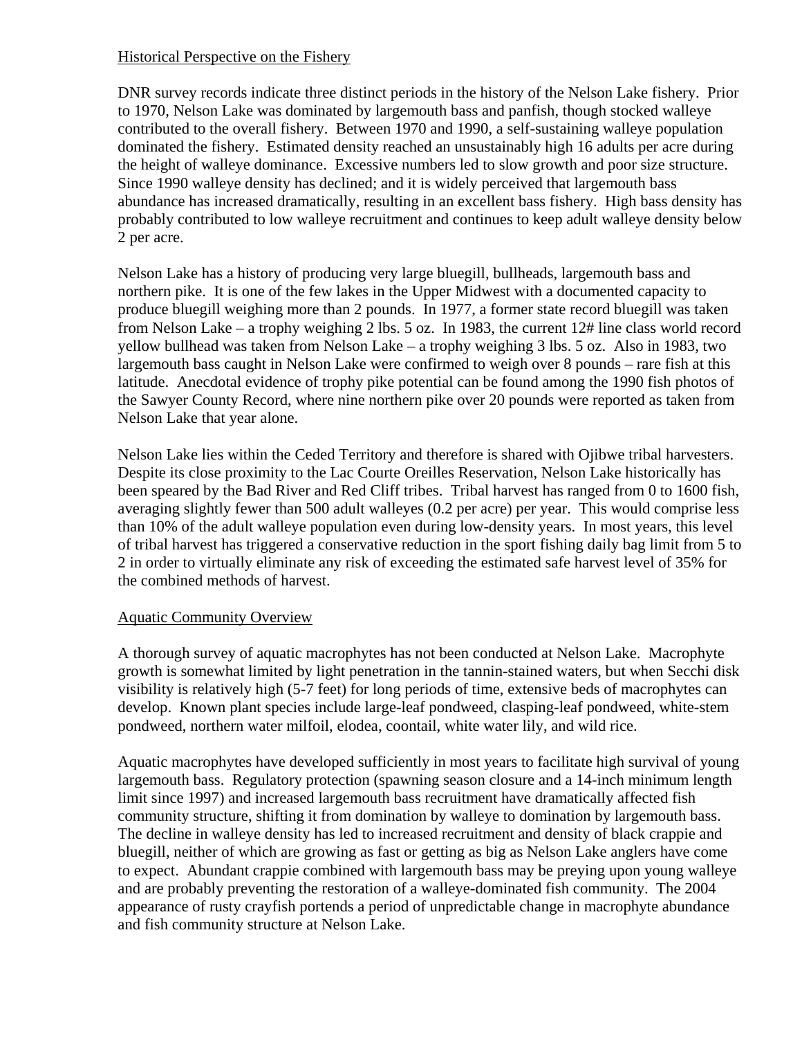## Historical Perspective on the Fishery

DNR survey records indicate three distinct periods in the history of the Nelson Lake fishery. Prior to 1970, Nelson Lake was dominated by largemouth bass and panfish, though stocked walleye contributed to the overall fishery. Between 1970 and 1990, a self-sustaining walleye population dominated the fishery. Estimated density reached an unsustainably high 16 adults per acre during the height of walleye dominance. Excessive numbers led to slow growth and poor size structure. Since 1990 walleye density has declined; and it is widely perceived that largemouth bass abundance has increased dramatically, resulting in an excellent bass fishery. High bass density has probably contributed to low walleye recruitment and continues to keep adult walleye density below 2 per acre.

Nelson Lake has a history of producing very large bluegill, bullheads, largemouth bass and northern pike. It is one of the few lakes in the Upper Midwest with a documented capacity to produce bluegill weighing more than 2 pounds. In 1977, a former state record bluegill was taken from Nelson Lake – a trophy weighing 2 lbs. 5 oz. In 1983, the current 12# line class world record yellow bullhead was taken from Nelson Lake – a trophy weighing 3 lbs. 5 oz. Also in 1983, two largemouth bass caught in Nelson Lake were confirmed to weigh over 8 pounds – rare fish at this latitude. Anecdotal evidence of trophy pike potential can be found among the 1990 fish photos of the Sawyer County Record, where nine northern pike over 20 pounds were reported as taken from Nelson Lake that year alone.

Nelson Lake lies within the Ceded Territory and therefore is shared with Ojibwe tribal harvesters. Despite its close proximity to the Lac Courte Oreilles Reservation, Nelson Lake historically has been speared by the Bad River and Red Cliff tribes. Tribal harvest has ranged from 0 to 1600 fish, averaging slightly fewer than 500 adult walleyes (0.2 per acre) per year. This would comprise less than 10% of the adult walleye population even during low-density years. In most years, this level of tribal harvest has triggered a conservative reduction in the sport fishing daily bag limit from 5 to 2 in order to virtually eliminate any risk of exceeding the estimated safe harvest level of 35% for the combined methods of harvest.

## Aquatic Community Overview

A thorough survey of aquatic macrophytes has not been conducted at Nelson Lake. Macrophyte growth is somewhat limited by light penetration in the tannin-stained waters, but when Secchi disk visibility is relatively high (5-7 feet) for long periods of time, extensive beds of macrophytes can develop. Known plant species include large-leaf pondweed, clasping-leaf pondweed, white-stem pondweed, northern water milfoil, elodea, coontail, white water lily, and wild rice.

Aquatic macrophytes have developed sufficiently in most years to facilitate high survival of young largemouth bass. Regulatory protection (spawning season closure and a 14-inch minimum length limit since 1997) and increased largemouth bass recruitment have dramatically affected fish community structure, shifting it from domination by walleye to domination by largemouth bass. The decline in walleye density has led to increased recruitment and density of black crappie and bluegill, neither of which are growing as fast or getting as big as Nelson Lake anglers have come to expect. Abundant crappie combined with largemouth bass may be preying upon young walleye and are probably preventing the restoration of a walleye-dominated fish community. The 2004 appearance of rusty crayfish portends a period of unpredictable change in macrophyte abundance and fish community structure at Nelson Lake.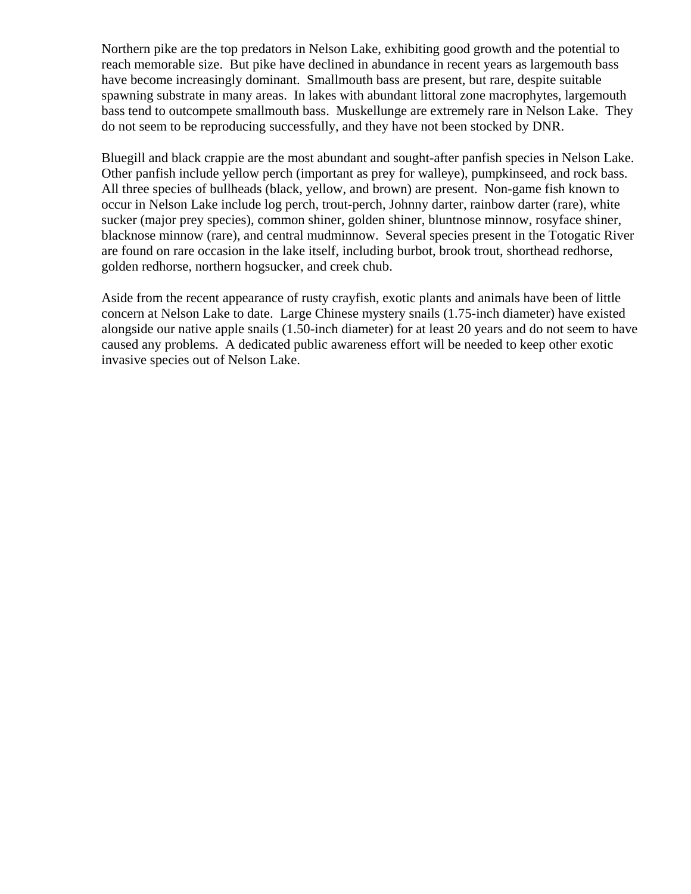Northern pike are the top predators in Nelson Lake, exhibiting good growth and the potential to reach memorable size. But pike have declined in abundance in recent years as largemouth bass have become increasingly dominant. Smallmouth bass are present, but rare, despite suitable spawning substrate in many areas. In lakes with abundant littoral zone macrophytes, largemouth bass tend to outcompete smallmouth bass. Muskellunge are extremely rare in Nelson Lake. They do not seem to be reproducing successfully, and they have not been stocked by DNR.

Bluegill and black crappie are the most abundant and sought-after panfish species in Nelson Lake. Other panfish include yellow perch (important as prey for walleye), pumpkinseed, and rock bass. All three species of bullheads (black, yellow, and brown) are present. Non-game fish known to occur in Nelson Lake include log perch, trout-perch, Johnny darter, rainbow darter (rare), white sucker (major prey species), common shiner, golden shiner, bluntnose minnow, rosyface shiner, blacknose minnow (rare), and central mudminnow. Several species present in the Totogatic River are found on rare occasion in the lake itself, including burbot, brook trout, shorthead redhorse, golden redhorse, northern hogsucker, and creek chub.

Aside from the recent appearance of rusty crayfish, exotic plants and animals have been of little concern at Nelson Lake to date. Large Chinese mystery snails (1.75-inch diameter) have existed alongside our native apple snails (1.50-inch diameter) for at least 20 years and do not seem to have caused any problems. A dedicated public awareness effort will be needed to keep other exotic invasive species out of Nelson Lake.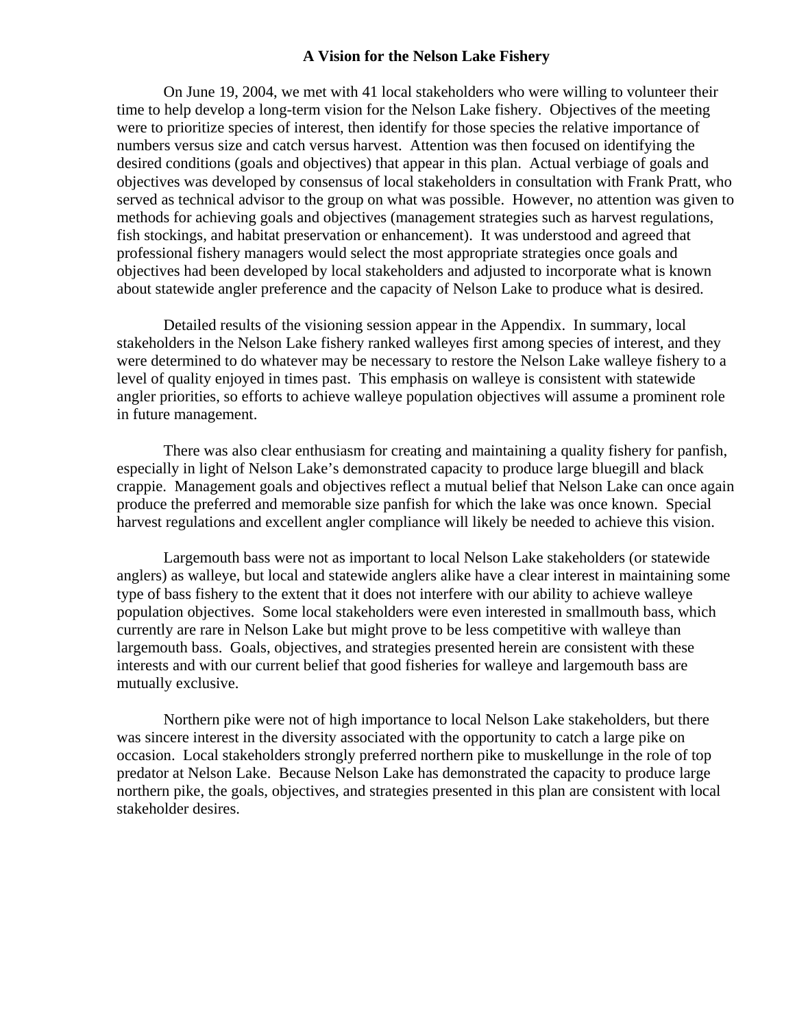## A Vision for the Nelson Lake Fishery

On June 19, 2004, we met with 41 local stakeholders who were willing to volunteer their time to help develop a long-term vision for the Nelson Lake fishery. Objectives of the meeting were to prioritize species of interest, then identify for those species the relative importance of numbers versus size and catch versus harvest. Attention was then focused on identifying the desired conditions (goals and objectives) that appear in this plan. Actual verbiage of goals and objectives was developed by consensus of local stakeholders in consultation with Frank Pratt, who served as technical advisor to the group on what was possible. However, no attention was given to methods for achieving goals and objectives (management strategies such as harvest regulations, fish stockings, and habitat preservation or enhancement). It was understood and agreed that professional fishery managers would select the most appropriate strategies once goals and objectives had been developed by local stakeholders and adjusted to incorporate what is known about statewide angler preference and the capacity of Nelson Lake to produce what is desired.

Detailed results of the visioning session appear in the Appendix. In summary, local stakeholders in the Nelson Lake fishery ranked walleyes first among species of interest, and they were determined to do whatever may be necessary to restore the Nelson Lake walleye fishery to a level of quality enjoyed in times past. This emphasis on walleye is consistent with statewide angler priorities, so efforts to achieve walleye population objectives will assume a prominent role in future management.

There was also clear enthusiasm for creating and maintaining a quality fishery for panfish, especially in light of Nelson Lake's demonstrated capacity to produce large bluegill and black crappie. Management goals and objectives reflect a mutual belief that Nelson Lake can once again produce the preferred and memorable size panfish for which the lake was once known. Special harvest regulations and excellent angler compliance will likely be needed to achieve this vision.

Largemouth bass were not as important to local Nelson Lake stakeholders (or statewide anglers) as walleye, but local and statewide anglers alike have a clear interest in maintaining some type of bass fishery to the extent that it does not interfere with our ability to achieve walleye population objectives. Some local stakeholders were even interested in smallmouth bass, which currently are rare in Nelson Lake but might prove to be less competitive with walleye than largemouth bass. Goals, objectives, and strategies presented herein are consistent with these interests and with our current belief that good fisheries for walleye and largemouth bass are mutually exclusive.

Northern pike were not of high importance to local Nelson Lake stakeholders, but there was sincere interest in the diversity associated with the opportunity to catch a large pike on occasion. Local stakeholders strongly preferred northern pike to muskellunge in the role of top predator at Nelson Lake. Because Nelson Lake has demonstrated the capacity to produce large northern pike, the goals, objectives, and strategies presented in this plan are consistent with local stakeholder desires.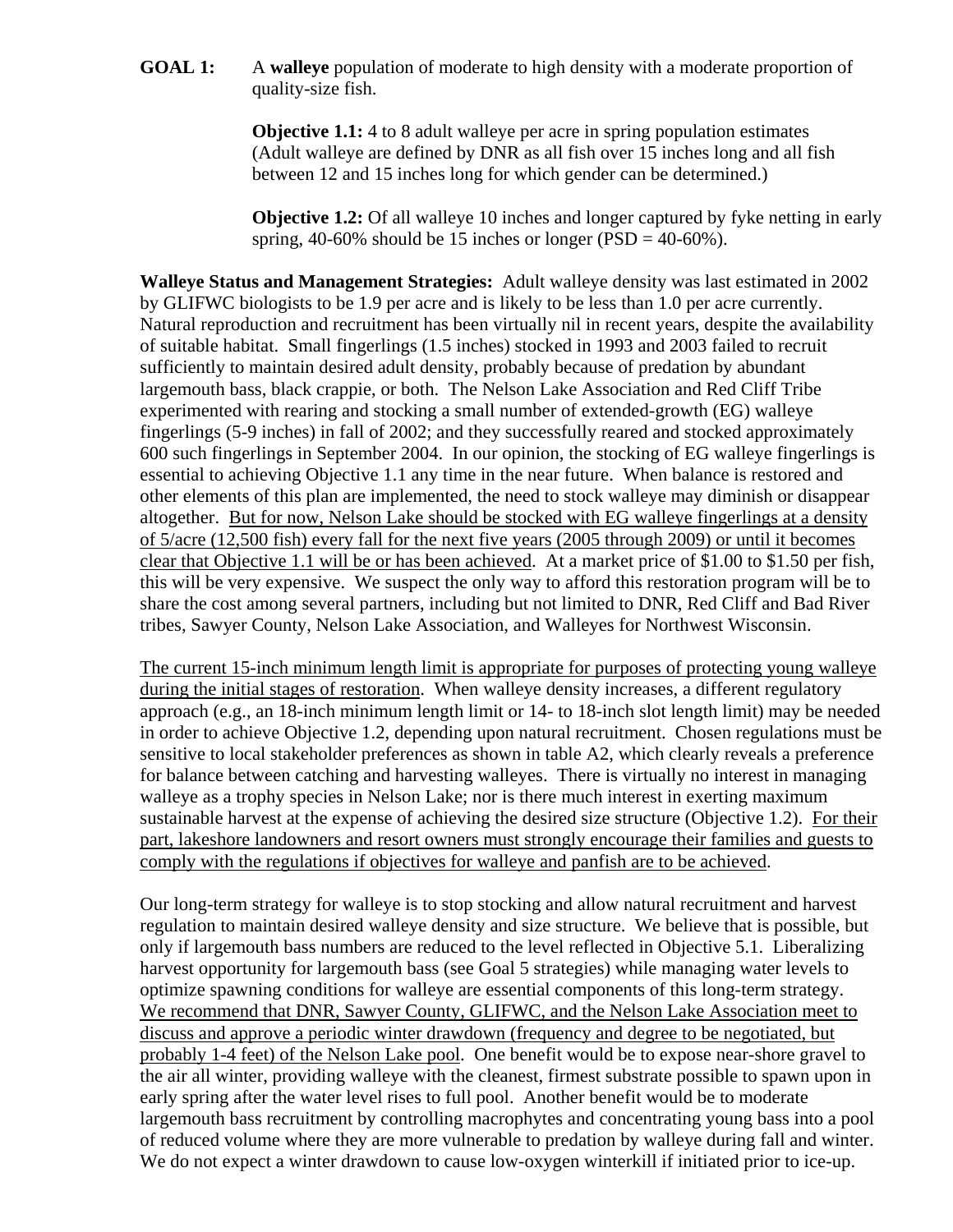**GOAL 1:** A **walleye** population of moderate to high density with a moderate proportion of quality-size fish.

**Objective 1.1:** 4 to 8 adult walleye per acre in spring population estimates (Adult walleye are defined by DNR as all fish over 15 inches long and all fish between 12 and 15 inches long for which gender can be determined.)

**Objective 1.2:** Of all walleye 10 inches and longer captured by fyke netting in early spring, 40-60% should be 15 inches or longer (PSD = 40-60%).

**Walleye Status and Management Strategies:** Adult walleye density was last estimated in 2002 by GLIFWC biologists to be 1.9 per acre and is likely to be less than 1.0 per acre currently. Natural reproduction and recruitment has been virtually nil in recent years, despite the availability of suitable habitat. Small fingerlings (1.5 inches) stocked in 1993 and 2003 failed to recruit sufficiently to maintain desired adult density, probably because of predation by abundant largemouth bass, black crappie, or both. The Nelson Lake Association and Red Cliff Tribe experimented with rearing and stocking a small number of extended-growth (EG) walleye fingerlings (5-9 inches) in fall of 2002; and they successfully reared and stocked approximately 600 such fingerlings in September 2004. In our opinion, the stocking of EG walleye fingerlings is essential to achieving Objective 1.1 any time in the near future. When balance is restored and other elements of this plan are implemented, the need to stock walleye may diminish or disappear altogether. <u>But for now, Nelson Lake should be stocked with EG walleye fingerlings at a density of 5/acre (12,500 fish) every fall for the next five years (2005 through 2009) or until it becomes clear that Objective 1.1 will be or has been achieved</u>. At a market price of $1.00 to $1.50 per fish, this will be very expensive. We suspect the only way to afford this restoration program will be to share the cost among several partners, including but not limited to DNR, Red Cliff and Bad River tribes, Sawyer County, Nelson Lake Association, and Walleyes for Northwest Wisconsin.

<u>The current 15-inch minimum length limit is appropriate for purposes of protecting young walleye during the initial stages of restoration</u>. When walleye density increases, a different regulatory approach (e.g., an 18-inch minimum length limit or 14- to 18-inch slot length limit) may be needed in order to achieve Objective 1.2, depending upon natural recruitment. Chosen regulations must be sensitive to local stakeholder preferences as shown in table A2, which clearly reveals a preference for balance between catching and harvesting walleyes. There is virtually no interest in managing walleye as a trophy species in Nelson Lake; nor is there much interest in exerting maximum sustainable harvest at the expense of achieving the desired size structure (Objective 1.2). <u>For their part, lakeshore landowners and resort owners must strongly encourage their families and guests to comply with the regulations if objectives for walleye and panfish are to be achieved</u>.

Our long-term strategy for walleye is to stop stocking and allow natural recruitment and harvest regulation to maintain desired walleye density and size structure. We believe that is possible, but only if largemouth bass numbers are reduced to the level reflected in Objective 5.1. Liberalizing harvest opportunity for largemouth bass (see Goal 5 strategies) while managing water levels to optimize spawning conditions for walleye are essential components of this long-term strategy. <u>We recommend that DNR, Sawyer County, GLIFWC, and the Nelson Lake Association meet to discuss and approve a periodic winter drawdown (frequency and degree to be negotiated, but probably 1-4 feet) of the Nelson Lake pool</u>. One benefit would be to expose near-shore gravel to the air all winter, providing walleye with the cleanest, firmest substrate possible to spawn upon in early spring after the water level rises to full pool. Another benefit would be to moderate largemouth bass recruitment by controlling macrophytes and concentrating young bass into a pool of reduced volume where they are more vulnerable to predation by walleye during fall and winter. We do not expect a winter drawdown to cause low-oxygen winterkill if initiated prior to ice-up.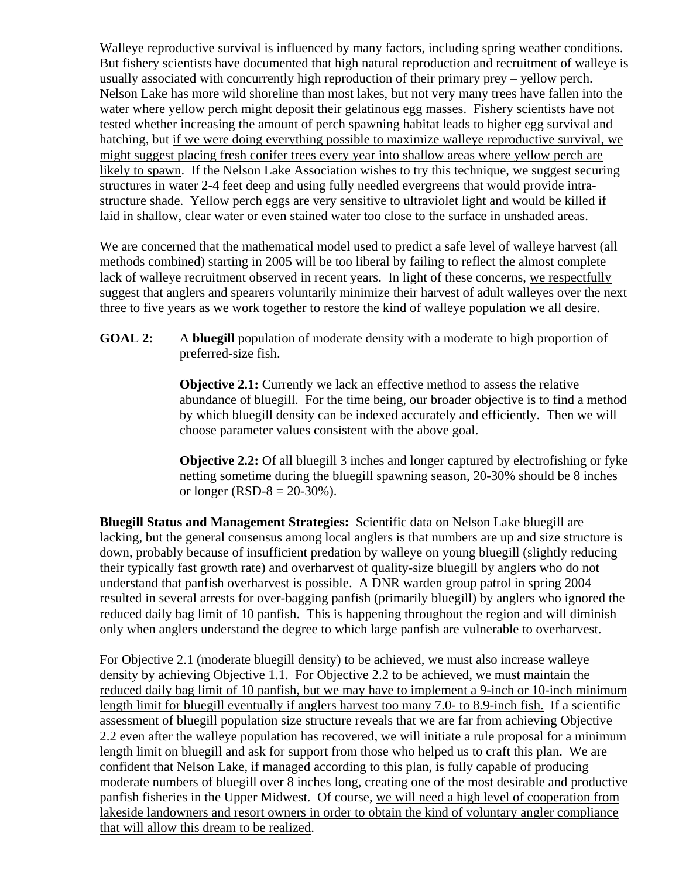Walleye reproductive survival is influenced by many factors, including spring weather conditions. But fishery scientists have documented that high natural reproduction and recruitment of walleye is usually associated with concurrently high reproduction of their primary prey – yellow perch. Nelson Lake has more wild shoreline than most lakes, but not very many trees have fallen into the water where yellow perch might deposit their gelatinous egg masses. Fishery scientists have not tested whether increasing the amount of perch spawning habitat leads to higher egg survival and hatching, but <u>if we were doing everything possible to maximize walleye reproductive survival, we might suggest placing fresh conifer trees every year into shallow areas where yellow perch are likely to spawn</u>. If the Nelson Lake Association wishes to try this technique, we suggest securing structures in water 2-4 feet deep and using fully needled evergreens that would provide intra-structure shade. Yellow perch eggs are very sensitive to ultraviolet light and would be killed if laid in shallow, clear water or even stained water too close to the surface in unshaded areas.

We are concerned that the mathematical model used to predict a safe level of walleye harvest (all methods combined) starting in 2005 will be too liberal by failing to reflect the almost complete lack of walleye recruitment observed in recent years. In light of these concerns, <u>we respectfully suggest that anglers and spearers voluntarily minimize their harvest of adult walleyes over the next three to five years as we work together to restore the kind of walleye population we all desire</u>.

**GOAL 2:** A **bluegill** population of moderate density with a moderate to high proportion of preferred-size fish.

> **Objective 2.1:** Currently we lack an effective method to assess the relative abundance of bluegill. For the time being, our broader objective is to find a method by which bluegill density can be indexed accurately and efficiently. Then we will choose parameter values consistent with the above goal.
>
> **Objective 2.2:** Of all bluegill 3 inches and longer captured by electrofishing or fyke netting sometime during the bluegill spawning season, 20-30% should be 8 inches or longer (RSD-8 = 20-30%).

**Bluegill Status and Management Strategies:** Scientific data on Nelson Lake bluegill are lacking, but the general consensus among local anglers is that numbers are up and size structure is down, probably because of insufficient predation by walleye on young bluegill (slightly reducing their typically fast growth rate) and overharvest of quality-size bluegill by anglers who do not understand that panfish overharvest is possible. A DNR warden group patrol in spring 2004 resulted in several arrests for over-bagging panfish (primarily bluegill) by anglers who ignored the reduced daily bag limit of 10 panfish. This is happening throughout the region and will diminish only when anglers understand the degree to which large panfish are vulnerable to overharvest.

For Objective 2.1 (moderate bluegill density) to be achieved, we must also increase walleye density by achieving Objective 1.1. <u>For Objective 2.2 to be achieved, we must maintain the reduced daily bag limit of 10 panfish, but we may have to implement a 9-inch or 10-inch minimum length limit for bluegill eventually if anglers harvest too many 7.0- to 8.9-inch fish.</u> If a scientific assessment of bluegill population size structure reveals that we are far from achieving Objective 2.2 even after the walleye population has recovered, we will initiate a rule proposal for a minimum length limit on bluegill and ask for support from those who helped us to craft this plan. We are confident that Nelson Lake, if managed according to this plan, is fully capable of producing moderate numbers of bluegill over 8 inches long, creating one of the most desirable and productive panfish fisheries in the Upper Midwest. Of course, <u>we will need a high level of cooperation from lakeside landowners and resort owners in order to obtain the kind of voluntary angler compliance that will allow this dream to be realized</u>.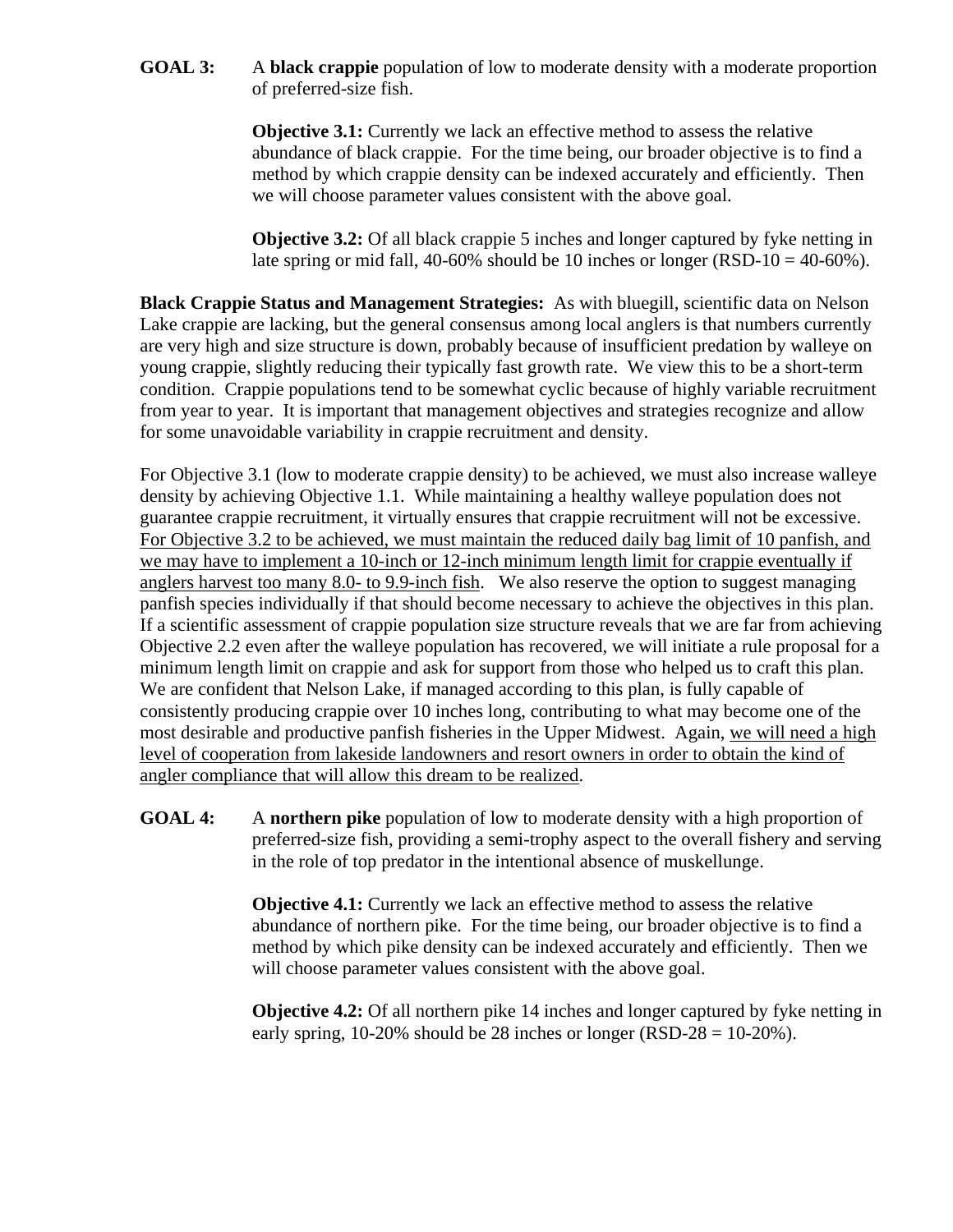**GOAL 3:** A **black crappie** population of low to moderate density with a moderate proportion of preferred-size fish.

**Objective 3.1:** Currently we lack an effective method to assess the relative abundance of black crappie. For the time being, our broader objective is to find a method by which crappie density can be indexed accurately and efficiently. Then we will choose parameter values consistent with the above goal.

**Objective 3.2:** Of all black crappie 5 inches and longer captured by fyke netting in late spring or mid fall, 40-60% should be 10 inches or longer (RSD-10 = 40-60%).

**Black Crappie Status and Management Strategies:** As with bluegill, scientific data on Nelson Lake crappie are lacking, but the general consensus among local anglers is that numbers currently are very high and size structure is down, probably because of insufficient predation by walleye on young crappie, slightly reducing their typically fast growth rate. We view this to be a short-term condition. Crappie populations tend to be somewhat cyclic because of highly variable recruitment from year to year. It is important that management objectives and strategies recognize and allow for some unavoidable variability in crappie recruitment and density.

For Objective 3.1 (low to moderate crappie density) to be achieved, we must also increase walleye density by achieving Objective 1.1. While maintaining a healthy walleye population does not guarantee crappie recruitment, it virtually ensures that crappie recruitment will not be excessive. <u>For Objective 3.2 to be achieved, we must maintain the reduced daily bag limit of 10 panfish, and we may have to implement a 10-inch or 12-inch minimum length limit for crappie eventually if anglers harvest too many 8.0- to 9.9-inch fish</u>. We also reserve the option to suggest managing panfish species individually if that should become necessary to achieve the objectives in this plan. If a scientific assessment of crappie population size structure reveals that we are far from achieving Objective 2.2 even after the walleye population has recovered, we will initiate a rule proposal for a minimum length limit on crappie and ask for support from those who helped us to craft this plan. We are confident that Nelson Lake, if managed according to this plan, is fully capable of consistently producing crappie over 10 inches long, contributing to what may become one of the most desirable and productive panfish fisheries in the Upper Midwest. Again, <u>we will need a high level of cooperation from lakeside landowners and resort owners in order to obtain the kind of angler compliance that will allow this dream to be realized</u>.

**GOAL 4:** A **northern pike** population of low to moderate density with a high proportion of preferred-size fish, providing a semi-trophy aspect to the overall fishery and serving in the role of top predator in the intentional absence of muskellunge.

**Objective 4.1:** Currently we lack an effective method to assess the relative abundance of northern pike. For the time being, our broader objective is to find a method by which pike density can be indexed accurately and efficiently. Then we will choose parameter values consistent with the above goal.

**Objective 4.2:** Of all northern pike 14 inches and longer captured by fyke netting in early spring, 10-20% should be 28 inches or longer (RSD-28 = 10-20%).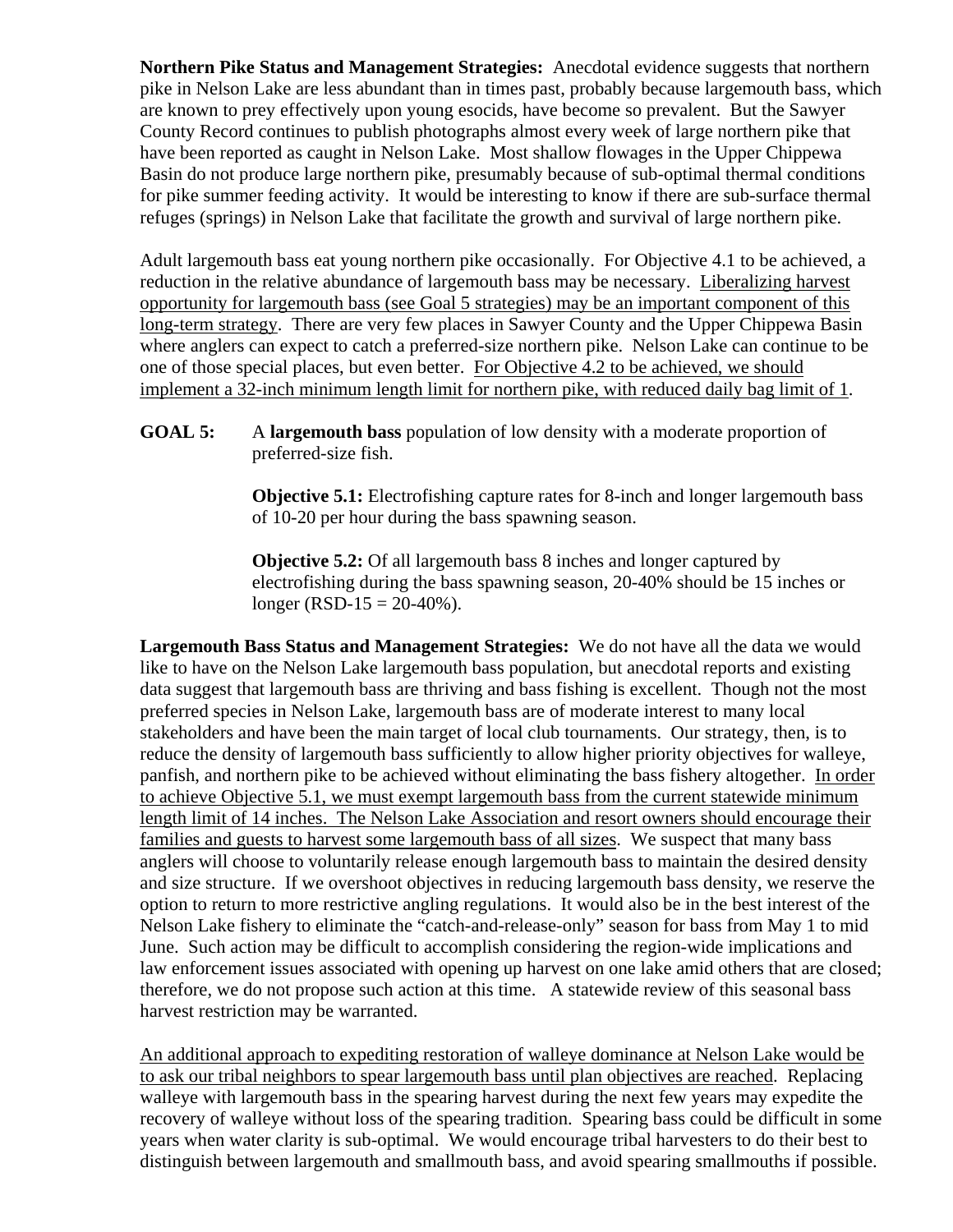**Northern Pike Status and Management Strategies:** Anecdotal evidence suggests that northern pike in Nelson Lake are less abundant than in times past, probably because largemouth bass, which are known to prey effectively upon young esocids, have become so prevalent. But the Sawyer County Record continues to publish photographs almost every week of large northern pike that have been reported as caught in Nelson Lake. Most shallow flowages in the Upper Chippewa Basin do not produce large northern pike, presumably because of sub-optimal thermal conditions for pike summer feeding activity. It would be interesting to know if there are sub-surface thermal refuges (springs) in Nelson Lake that facilitate the growth and survival of large northern pike.

Adult largemouth bass eat young northern pike occasionally. For Objective 4.1 to be achieved, a reduction in the relative abundance of largemouth bass may be necessary. <u>Liberalizing harvest opportunity for largemouth bass (see Goal 5 strategies) may be an important component of this long-term strategy</u>. There are very few places in Sawyer County and the Upper Chippewa Basin where anglers can expect to catch a preferred-size northern pike. Nelson Lake can continue to be one of those special places, but even better. <u>For Objective 4.2 to be achieved, we should implement a 32-inch minimum length limit for northern pike, with reduced daily bag limit of 1</u>.

**GOAL 5:** A **largemouth bass** population of low density with a moderate proportion of preferred-size fish.

> **Objective 5.1:** Electrofishing capture rates for 8-inch and longer largemouth bass of 10-20 per hour during the bass spawning season.
>
> **Objective 5.2:** Of all largemouth bass 8 inches and longer captured by electrofishing during the bass spawning season, 20-40% should be 15 inches or longer (RSD-15 = 20-40%).

**Largemouth Bass Status and Management Strategies:** We do not have all the data we would like to have on the Nelson Lake largemouth bass population, but anecdotal reports and existing data suggest that largemouth bass are thriving and bass fishing is excellent. Though not the most preferred species in Nelson Lake, largemouth bass are of moderate interest to many local stakeholders and have been the main target of local club tournaments. Our strategy, then, is to reduce the density of largemouth bass sufficiently to allow higher priority objectives for walleye, panfish, and northern pike to be achieved without eliminating the bass fishery altogether. <u>In order to achieve Objective 5.1, we must exempt largemouth bass from the current statewide minimum length limit of 14 inches. The Nelson Lake Association and resort owners should encourage their families and guests to harvest some largemouth bass of all sizes</u>. We suspect that many bass anglers will choose to voluntarily release enough largemouth bass to maintain the desired density and size structure. If we overshoot objectives in reducing largemouth bass density, we reserve the option to return to more restrictive angling regulations. It would also be in the best interest of the Nelson Lake fishery to eliminate the "catch-and-release-only" season for bass from May 1 to mid June. Such action may be difficult to accomplish considering the region-wide implications and law enforcement issues associated with opening up harvest on one lake amid others that are closed; therefore, we do not propose such action at this time. A statewide review of this seasonal bass harvest restriction may be warranted.

<u>An additional approach to expediting restoration of walleye dominance at Nelson Lake would be to ask our tribal neighbors to spear largemouth bass until plan objectives are reached</u>. Replacing walleye with largemouth bass in the spearing harvest during the next few years may expedite the recovery of walleye without loss of the spearing tradition. Spearing bass could be difficult in some years when water clarity is sub-optimal. We would encourage tribal harvesters to do their best to distinguish between largemouth and smallmouth bass, and avoid spearing smallmouths if possible.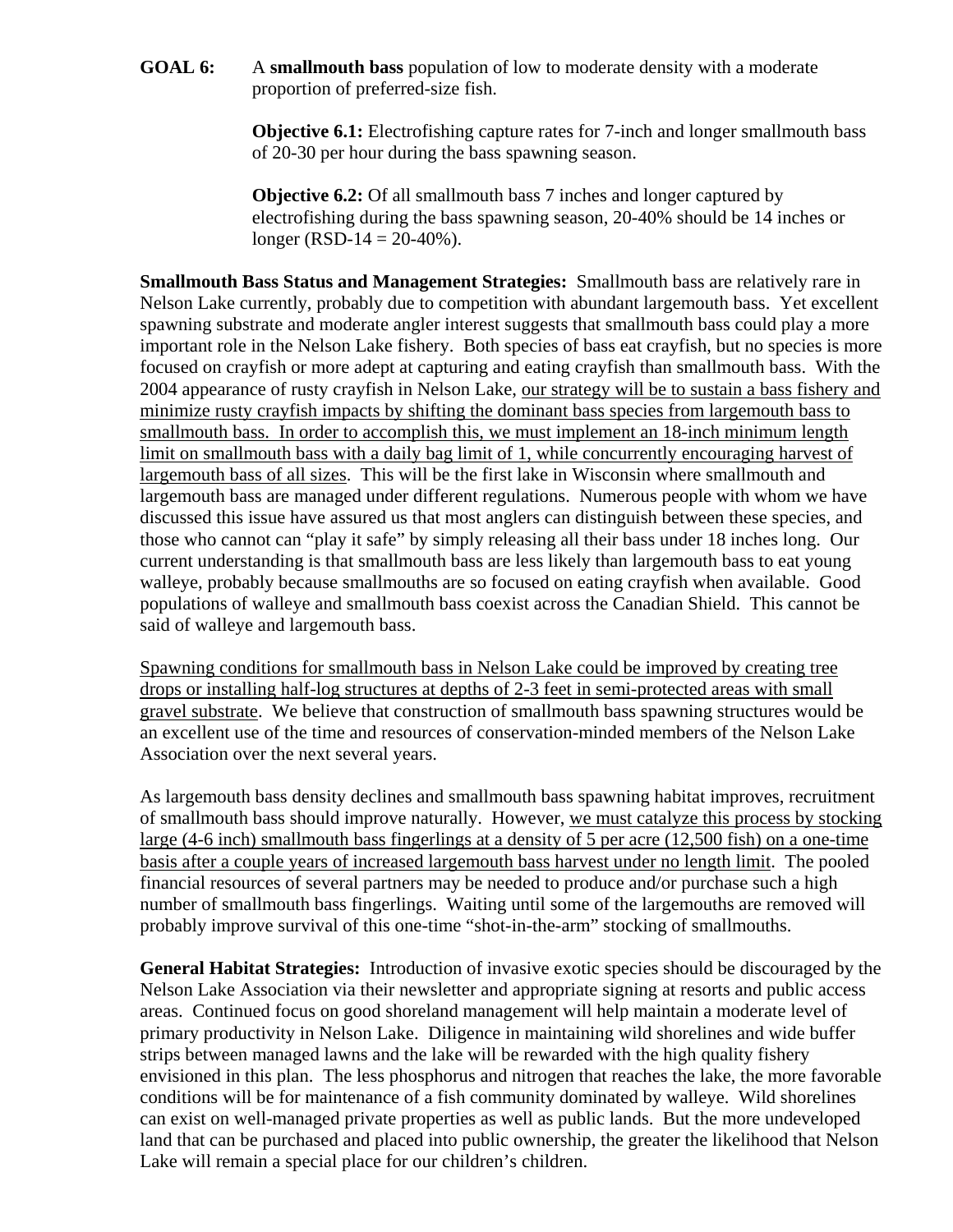**GOAL 6:** A **smallmouth bass** population of low to moderate density with a moderate proportion of preferred-size fish.

> **Objective 6.1:** Electrofishing capture rates for 7-inch and longer smallmouth bass of 20-30 per hour during the bass spawning season.
>
> **Objective 6.2:** Of all smallmouth bass 7 inches and longer captured by electrofishing during the bass spawning season, 20-40% should be 14 inches or longer (RSD-14 = 20-40%).

**Smallmouth Bass Status and Management Strategies:** Smallmouth bass are relatively rare in Nelson Lake currently, probably due to competition with abundant largemouth bass. Yet excellent spawning substrate and moderate angler interest suggests that smallmouth bass could play a more important role in the Nelson Lake fishery. Both species of bass eat crayfish, but no species is more focused on crayfish or more adept at capturing and eating crayfish than smallmouth bass. With the 2004 appearance of rusty crayfish in Nelson Lake, <u>our strategy will be to sustain a bass fishery and minimize rusty crayfish impacts by shifting the dominant bass species from largemouth bass to smallmouth bass. In order to accomplish this, we must implement an 18-inch minimum length limit on smallmouth bass with a daily bag limit of 1, while concurrently encouraging harvest of largemouth bass of all sizes</u>. This will be the first lake in Wisconsin where smallmouth and largemouth bass are managed under different regulations. Numerous people with whom we have discussed this issue have assured us that most anglers can distinguish between these species, and those who cannot can "play it safe" by simply releasing all their bass under 18 inches long. Our current understanding is that smallmouth bass are less likely than largemouth bass to eat young walleye, probably because smallmouths are so focused on eating crayfish when available. Good populations of walleye and smallmouth bass coexist across the Canadian Shield. This cannot be said of walleye and largemouth bass.

<u>Spawning conditions for smallmouth bass in Nelson Lake could be improved by creating tree drops or installing half-log structures at depths of 2-3 feet in semi-protected areas with small gravel substrate</u>. We believe that construction of smallmouth bass spawning structures would be an excellent use of the time and resources of conservation-minded members of the Nelson Lake Association over the next several years.

As largemouth bass density declines and smallmouth bass spawning habitat improves, recruitment of smallmouth bass should improve naturally. However, <u>we must catalyze this process by stocking large (4-6 inch) smallmouth bass fingerlings at a density of 5 per acre (12,500 fish) on a one-time basis after a couple years of increased largemouth bass harvest under no length limit</u>. The pooled financial resources of several partners may be needed to produce and/or purchase such a high number of smallmouth bass fingerlings. Waiting until some of the largemouths are removed will probably improve survival of this one-time "shot-in-the-arm" stocking of smallmouths.

**General Habitat Strategies:** Introduction of invasive exotic species should be discouraged by the Nelson Lake Association via their newsletter and appropriate signing at resorts and public access areas. Continued focus on good shoreland management will help maintain a moderate level of primary productivity in Nelson Lake. Diligence in maintaining wild shorelines and wide buffer strips between managed lawns and the lake will be rewarded with the high quality fishery envisioned in this plan. The less phosphorus and nitrogen that reaches the lake, the more favorable conditions will be for maintenance of a fish community dominated by walleye. Wild shorelines can exist on well-managed private properties as well as public lands. But the more undeveloped land that can be purchased and placed into public ownership, the greater the likelihood that Nelson Lake will remain a special place for our children's children.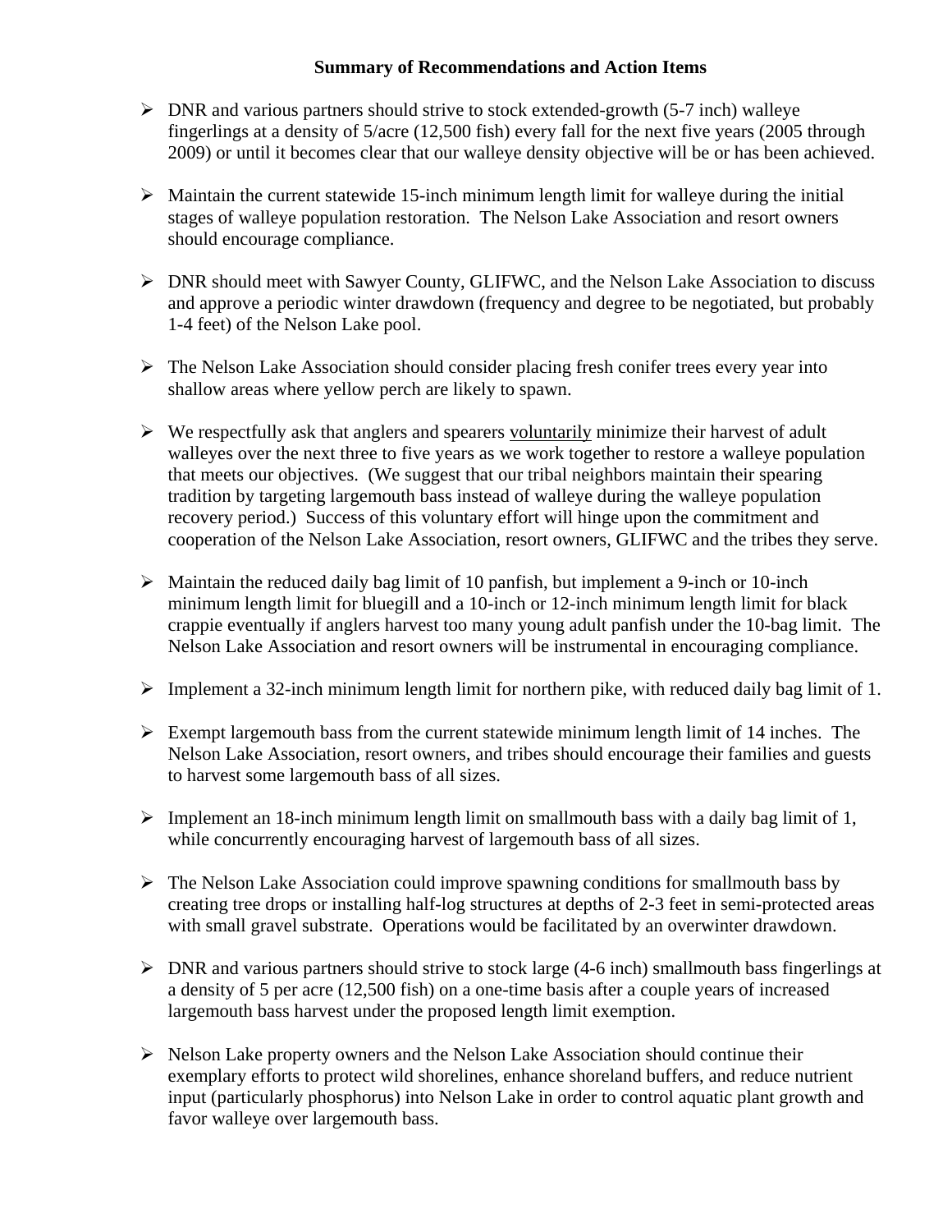## Summary of Recommendations and Action Items

- DNR and various partners should strive to stock extended-growth (5-7 inch) walleye fingerlings at a density of 5/acre (12,500 fish) every fall for the next five years (2005 through 2009) or until it becomes clear that our walleye density objective will be or has been achieved.

- Maintain the current statewide 15-inch minimum length limit for walleye during the initial stages of walleye population restoration. The Nelson Lake Association and resort owners should encourage compliance.

- DNR should meet with Sawyer County, GLIFWC, and the Nelson Lake Association to discuss and approve a periodic winter drawdown (frequency and degree to be negotiated, but probably 1-4 feet) of the Nelson Lake pool.

- The Nelson Lake Association should consider placing fresh conifer trees every year into shallow areas where yellow perch are likely to spawn.

- We respectfully ask that anglers and spearers <u>voluntarily</u> minimize their harvest of adult walleyes over the next three to five years as we work together to restore a walleye population that meets our objectives. (We suggest that our tribal neighbors maintain their spearing tradition by targeting largemouth bass instead of walleye during the walleye population recovery period.) Success of this voluntary effort will hinge upon the commitment and cooperation of the Nelson Lake Association, resort owners, GLIFWC and the tribes they serve.

- Maintain the reduced daily bag limit of 10 panfish, but implement a 9-inch or 10-inch minimum length limit for bluegill and a 10-inch or 12-inch minimum length limit for black crappie eventually if anglers harvest too many young adult panfish under the 10-bag limit. The Nelson Lake Association and resort owners will be instrumental in encouraging compliance.

- Implement a 32-inch minimum length limit for northern pike, with reduced daily bag limit of 1.

- Exempt largemouth bass from the current statewide minimum length limit of 14 inches. The Nelson Lake Association, resort owners, and tribes should encourage their families and guests to harvest some largemouth bass of all sizes.

- Implement an 18-inch minimum length limit on smallmouth bass with a daily bag limit of 1, while concurrently encouraging harvest of largemouth bass of all sizes.

- The Nelson Lake Association could improve spawning conditions for smallmouth bass by creating tree drops or installing half-log structures at depths of 2-3 feet in semi-protected areas with small gravel substrate. Operations would be facilitated by an overwinter drawdown.

- DNR and various partners should strive to stock large (4-6 inch) smallmouth bass fingerlings at a density of 5 per acre (12,500 fish) on a one-time basis after a couple years of increased largemouth bass harvest under the proposed length limit exemption.

- Nelson Lake property owners and the Nelson Lake Association should continue their exemplary efforts to protect wild shorelines, enhance shoreland buffers, and reduce nutrient input (particularly phosphorus) into Nelson Lake in order to control aquatic plant growth and favor walleye over largemouth bass.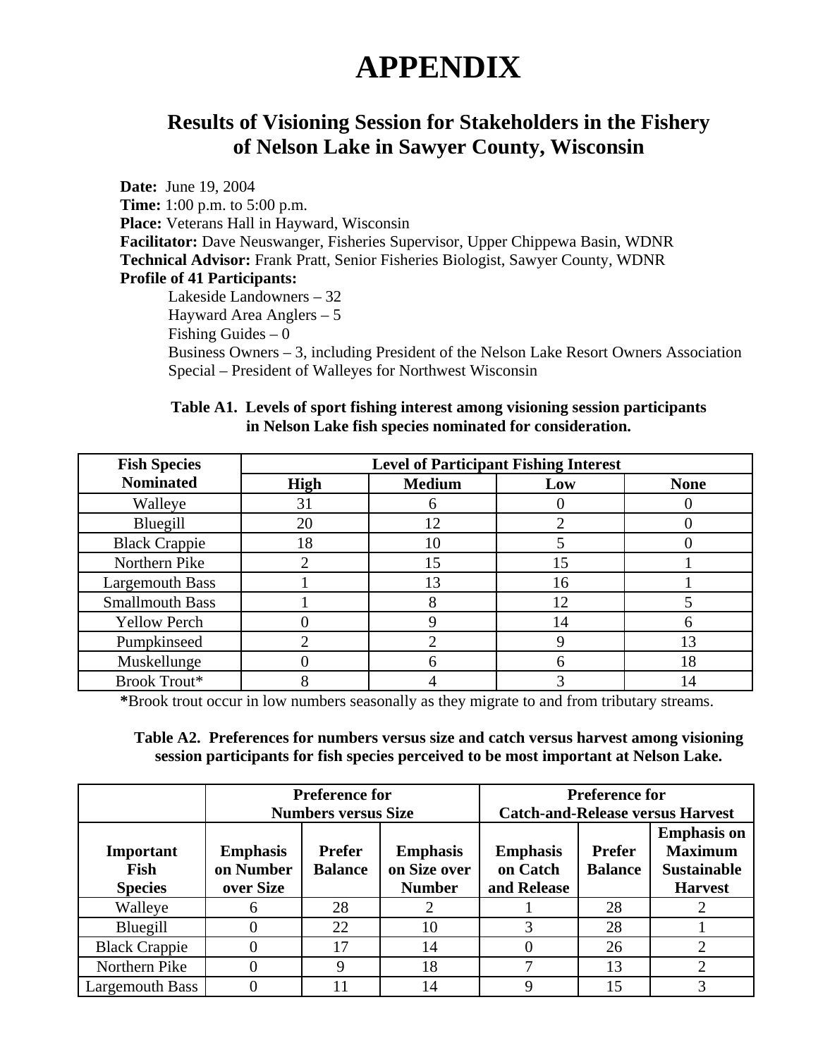# APPENDIX

## Results of Visioning Session for Stakeholders in the Fishery of Nelson Lake in Sawyer County, Wisconsin

**Date:** June 19, 2004
**Time:** 1:00 p.m. to 5:00 p.m.
**Place:** Veterans Hall in Hayward, Wisconsin
**Facilitator:** Dave Neuswanger, Fisheries Supervisor, Upper Chippewa Basin, WDNR
**Technical Advisor:** Frank Pratt, Senior Fisheries Biologist, Sawyer County, WDNR
**Profile of 41 Participants:**

- Lakeside Landowners – 32
- Hayward Area Anglers – 5
- Fishing Guides – 0
- Business Owners – 3, including President of the Nelson Lake Resort Owners Association
- Special – President of Walleyes for Northwest Wisconsin

**Table A1. Levels of sport fishing interest among visioning session participants in Nelson Lake fish species nominated for consideration.**

| Fish Species Nominated | Level of Participant Fishing Interest | | | |
|---|---|---|---|---|
| | High | Medium | Low | None |
| Walleye | 31 | 6 | 0 | 0 |
| Bluegill | 20 | 12 | 2 | 0 |
| Black Crappie | 18 | 10 | 5 | 0 |
| Northern Pike | 2 | 15 | 15 | 1 |
| Largemouth Bass | 1 | 13 | 16 | 1 |
| Smallmouth Bass | 1 | 8 | 12 | 5 |
| Yellow Perch | 0 | 9 | 14 | 6 |
| Pumpkinseed | 2 | 2 | 9 | 13 |
| Muskellunge | 0 | 6 | 6 | 18 |
| Brook Trout* | 8 | 4 | 3 | 14 |

**\***Brook trout occur in low numbers seasonally as they migrate to and from tributary streams.

**Table A2. Preferences for numbers versus size and catch versus harvest among visioning session participants for fish species perceived to be most important at Nelson Lake.**

| | Preference for Numbers versus Size | | | Preference for Catch-and-Release versus Harvest | | |
|---|---|---|---|---|---|---|
| Important Fish Species | Emphasis on Number over Size | Prefer Balance | Emphasis on Size over Number | Emphasis on Catch and Release | Prefer Balance | Emphasis on Maximum Sustainable Harvest |
| Walleye | 6 | 28 | 2 | 1 | 28 | 2 |
| Bluegill | 0 | 22 | 10 | 3 | 28 | 1 |
| Black Crappie | 0 | 17 | 14 | 0 | 26 | 2 |
| Northern Pike | 0 | 9 | 18 | 7 | 13 | 2 |
| Largemouth Bass | 0 | 11 | 14 | 9 | 15 | 3 |